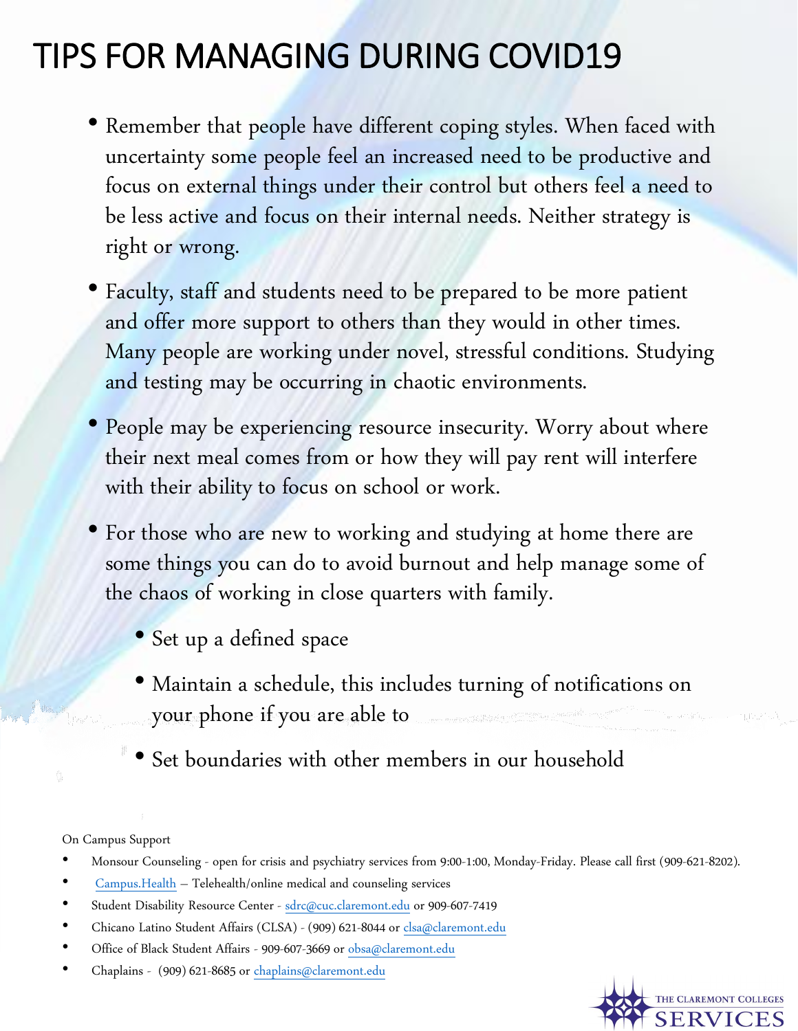# TIPS FOR MANAGING DURING COVID19

- Remember that people have different coping styles. When faced with uncertainty some people feel an increased need to be productive and focus on external things under their control but others feel a need to be less active and focus on their internal needs. Neither strategy is right or wrong.
- Faculty, staff and students need to be prepared to be more patient and offer more support to others than they would in other times. Many people are working under novel, stressful conditions. Studying and testing may be occurring in chaotic environments.
- People may be experiencing resource insecurity. Worry about where their next meal comes from or how they will pay rent will interfere with their ability to focus on school or work.
- For those who are new to working and studying at home there are some things you can do to avoid burnout and help manage some of the chaos of working in close quarters with family.
  - Set up a defined space
  - Maintain a schedule, this includes turning of notifications on your phone if you are able to
  - Set boundaries with other members in our household

On Campus Support

- Monsour Counseling - open for crisis and psychiatry services from 9:00-1:00, Monday-Friday. Please call first (909-621-8202).
- Campus.Health – Telehealth/online medical and counseling services
- Student Disability Resource Center - sdrc@cuc.claremont.edu or 909-607-7419
- Chicano Latino Student Affairs (CLSA) - (909) 621-8044 or clsa@claremont.edu
- Office of Black Student Affairs - 909-607-3669 or obsa@claremont.edu
- Chaplains - (909) 621-8685 or chaplains@claremont.edu

THE CLAREMONT COLLEGES SERVICES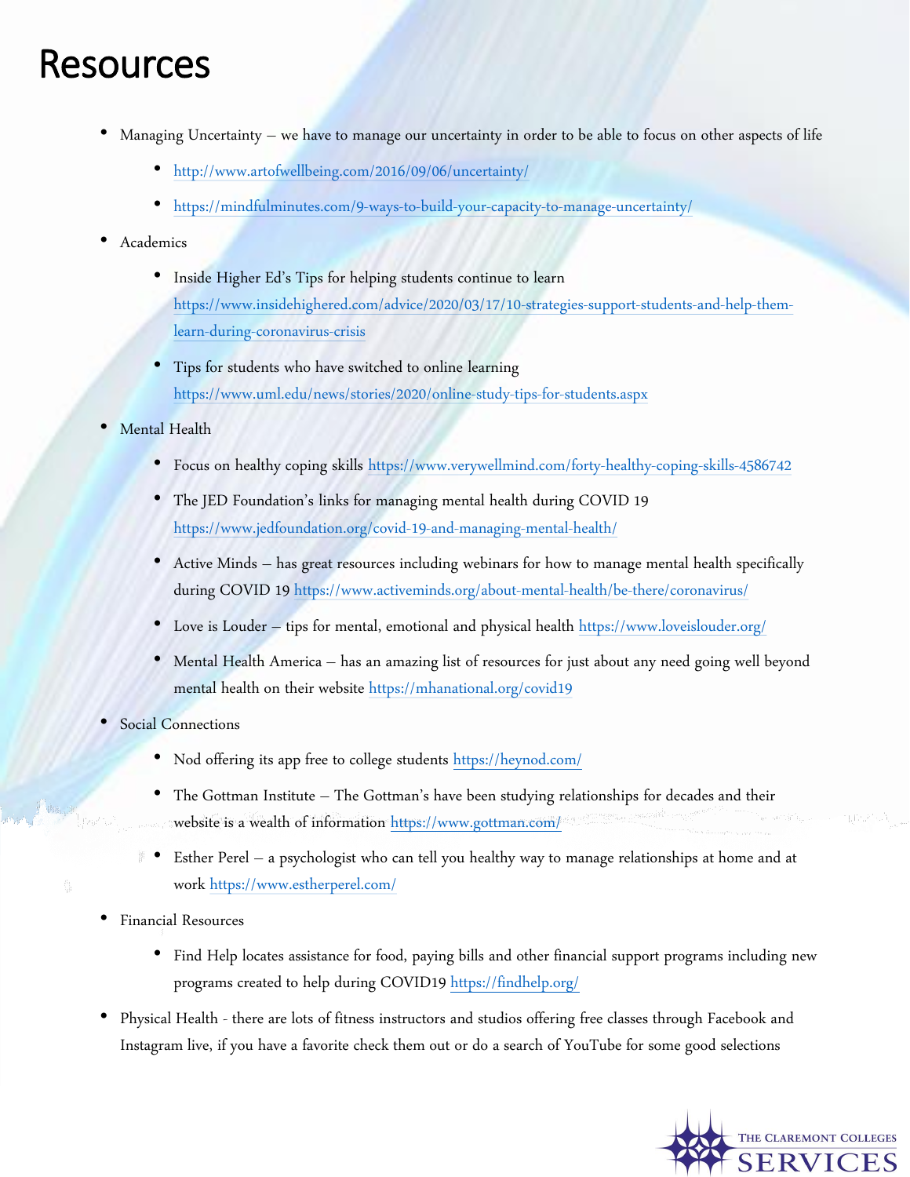# Resources

- Managing Uncertainty – we have to manage our uncertainty in order to be able to focus on other aspects of life
  - http://www.artofwellbeing.com/2016/09/06/uncertainty/
  - https://mindfulminutes.com/9-ways-to-build-your-capacity-to-manage-uncertainty/
- Academics
  - Inside Higher Ed's Tips for helping students continue to learn https://www.insidehighered.com/advice/2020/03/17/10-strategies-support-students-and-help-them-learn-during-coronavirus-crisis
  - Tips for students who have switched to online learning https://www.uml.edu/news/stories/2020/online-study-tips-for-students.aspx
- Mental Health
  - Focus on healthy coping skills https://www.verywellmind.com/forty-healthy-coping-skills-4586742
  - The JED Foundation's links for managing mental health during COVID 19 https://www.jedfoundation.org/covid-19-and-managing-mental-health/
  - Active Minds – has great resources including webinars for how to manage mental health specifically during COVID 19 https://www.activeminds.org/about-mental-health/be-there/coronavirus/
  - Love is Louder – tips for mental, emotional and physical health https://www.loveislouder.org/
  - Mental Health America – has an amazing list of resources for just about any need going well beyond mental health on their website https://mhanational.org/covid19
- Social Connections
  - Nod offering its app free to college students https://heynod.com/
  - The Gottman Institute – The Gottman's have been studying relationships for decades and their website is a wealth of information https://www.gottman.com/
  - Esther Perel – a psychologist who can tell you healthy way to manage relationships at home and at work https://www.estherperel.com/
- Financial Resources
  - Find Help locates assistance for food, paying bills and other financial support programs including new programs created to help during COVID19 https://findhelp.org/
- Physical Health - there are lots of fitness instructors and studios offering free classes through Facebook and Instagram live, if you have a favorite check them out or do a search of YouTube for some good selections

The Claremont Colleges Services